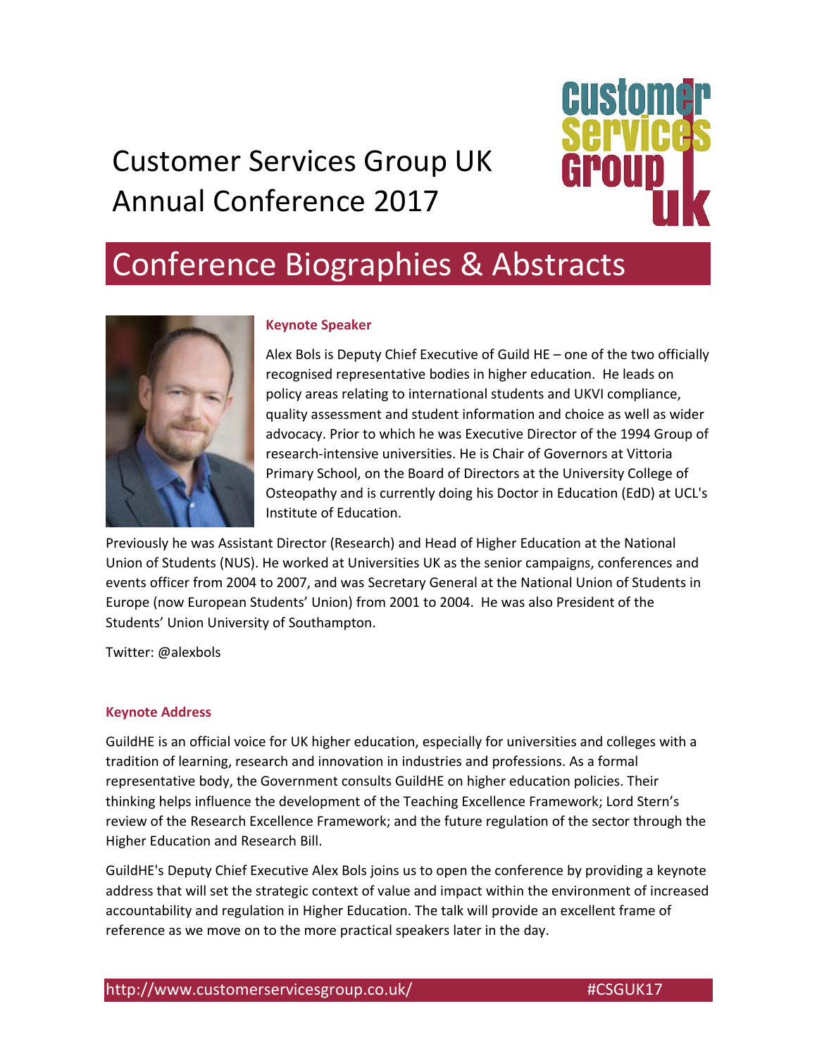# Customer Services Group UK Annual Conference 2017

## Conference Biographies & Abstracts

### Keynote Speaker

Alex Bols is Deputy Chief Executive of Guild HE – one of the two officially recognised representative bodies in higher education. He leads on policy areas relating to international students and UKVI compliance, quality assessment and student information and choice as well as wider advocacy. Prior to which he was Executive Director of the 1994 Group of research-intensive universities. He is Chair of Governors at Vittoria Primary School, on the Board of Directors at the University College of Osteopathy and is currently doing his Doctor in Education (EdD) at UCL's Institute of Education.

Previously he was Assistant Director (Research) and Head of Higher Education at the National Union of Students (NUS). He worked at Universities UK as the senior campaigns, conferences and events officer from 2004 to 2007, and was Secretary General at the National Union of Students in Europe (now European Students' Union) from 2001 to 2004. He was also President of the Students' Union University of Southampton.

Twitter: @alexbols

### Keynote Address

GuildHE is an official voice for UK higher education, especially for universities and colleges with a tradition of learning, research and innovation in industries and professions. As a formal representative body, the Government consults GuildHE on higher education policies. Their thinking helps influence the development of the Teaching Excellence Framework; Lord Stern's review of the Research Excellence Framework; and the future regulation of the sector through the Higher Education and Research Bill.

GuildHE's Deputy Chief Executive Alex Bols joins us to open the conference by providing a keynote address that will set the strategic context of value and impact within the environment of increased accountability and regulation in Higher Education. The talk will provide an excellent frame of reference as we move on to the more practical speakers later in the day.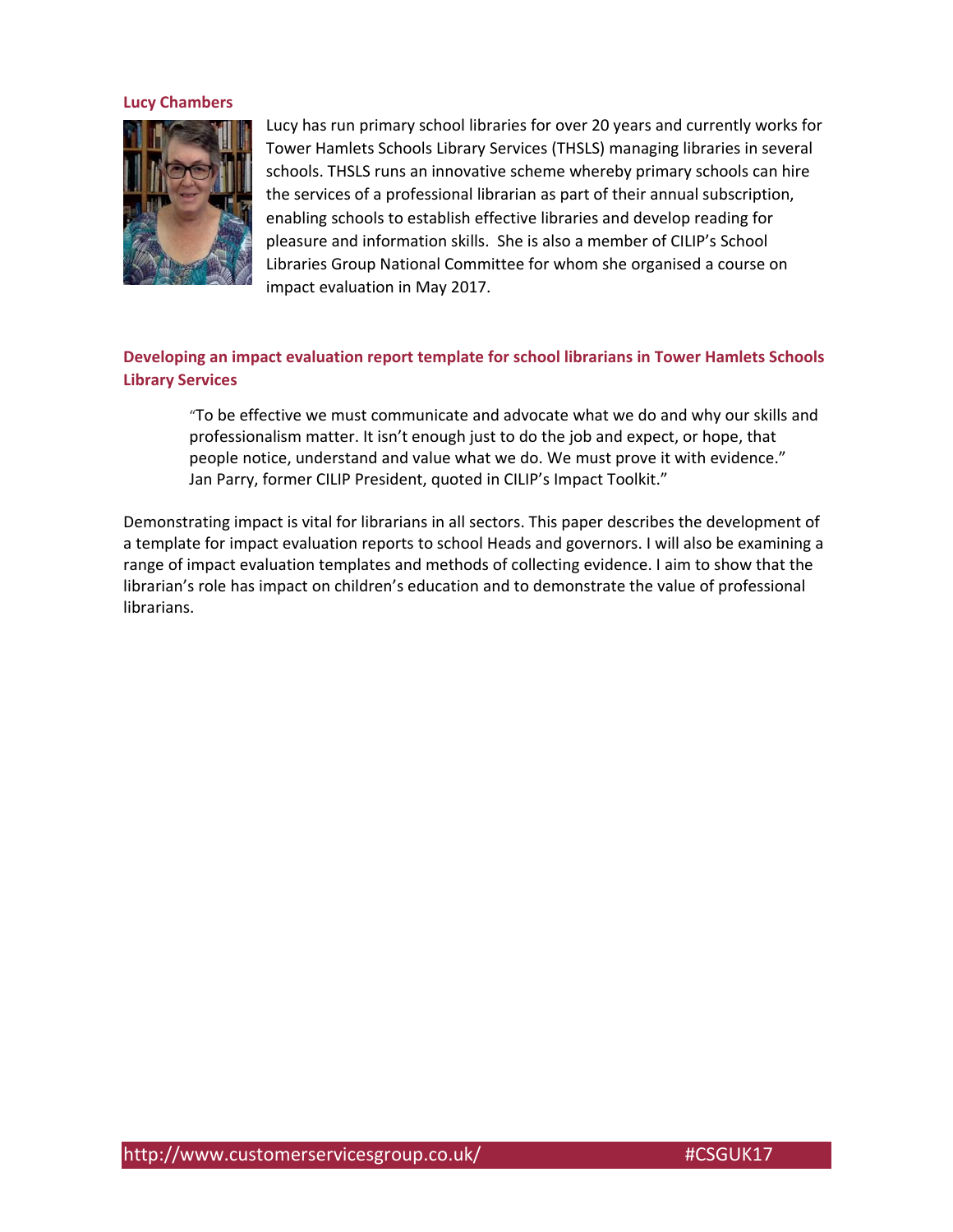**Lucy Chambers**

Lucy has run primary school libraries for over 20 years and currently works for Tower Hamlets Schools Library Services (THSLS) managing libraries in several schools. THSLS runs an innovative scheme whereby primary schools can hire the services of a professional librarian as part of their annual subscription, enabling schools to establish effective libraries and develop reading for pleasure and information skills. She is also a member of CILIP's School Libraries Group National Committee for whom she organised a course on impact evaluation in May 2017.

## Developing an impact evaluation report template for school librarians in Tower Hamlets Schools Library Services

> "To be effective we must communicate and advocate what we do and why our skills and professionalism matter. It isn't enough just to do the job and expect, or hope, that people notice, understand and value what we do. We must prove it with evidence."
> Jan Parry, former CILIP President, quoted in CILIP's Impact Toolkit."

Demonstrating impact is vital for librarians in all sectors. This paper describes the development of a template for impact evaluation reports to school Heads and governors. I will also be examining a range of impact evaluation templates and methods of collecting evidence. I aim to show that the librarian's role has impact on children's education and to demonstrate the value of professional librarians.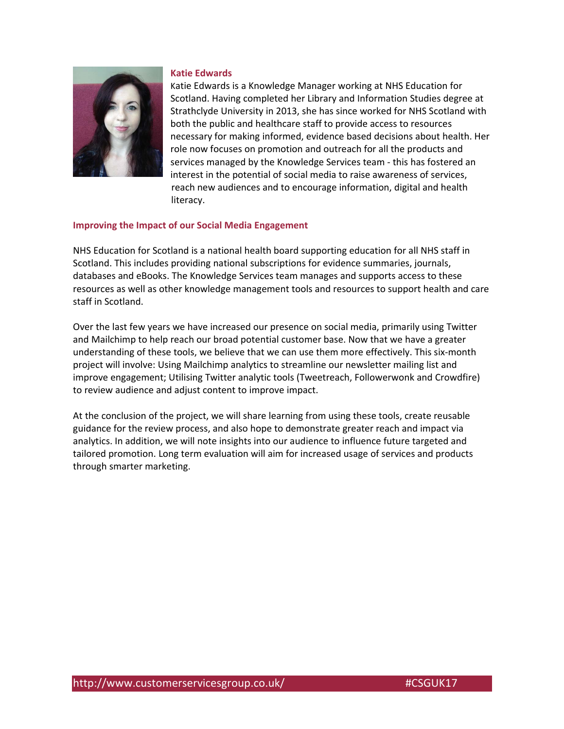**Katie Edwards**

Katie Edwards is a Knowledge Manager working at NHS Education for Scotland. Having completed her Library and Information Studies degree at Strathclyde University in 2013, she has since worked for NHS Scotland with both the public and healthcare staff to provide access to resources necessary for making informed, evidence based decisions about health. Her role now focuses on promotion and outreach for all the products and services managed by the Knowledge Services team - this has fostered an interest in the potential of social media to raise awareness of services, reach new audiences and to encourage information, digital and health literacy.

## Improving the Impact of our Social Media Engagement

NHS Education for Scotland is a national health board supporting education for all NHS staff in Scotland. This includes providing national subscriptions for evidence summaries, journals, databases and eBooks. The Knowledge Services team manages and supports access to these resources as well as other knowledge management tools and resources to support health and care staff in Scotland.

Over the last few years we have increased our presence on social media, primarily using Twitter and Mailchimp to help reach our broad potential customer base. Now that we have a greater understanding of these tools, we believe that we can use them more effectively. This six-month project will involve: Using Mailchimp analytics to streamline our newsletter mailing list and improve engagement; Utilising Twitter analytic tools (Tweetreach, Followerwonk and Crowdfire) to review audience and adjust content to improve impact.

At the conclusion of the project, we will share learning from using these tools, create reusable guidance for the review process, and also hope to demonstrate greater reach and impact via analytics. In addition, we will note insights into our audience to influence future targeted and tailored promotion. Long term evaluation will aim for increased usage of services and products through smarter marketing.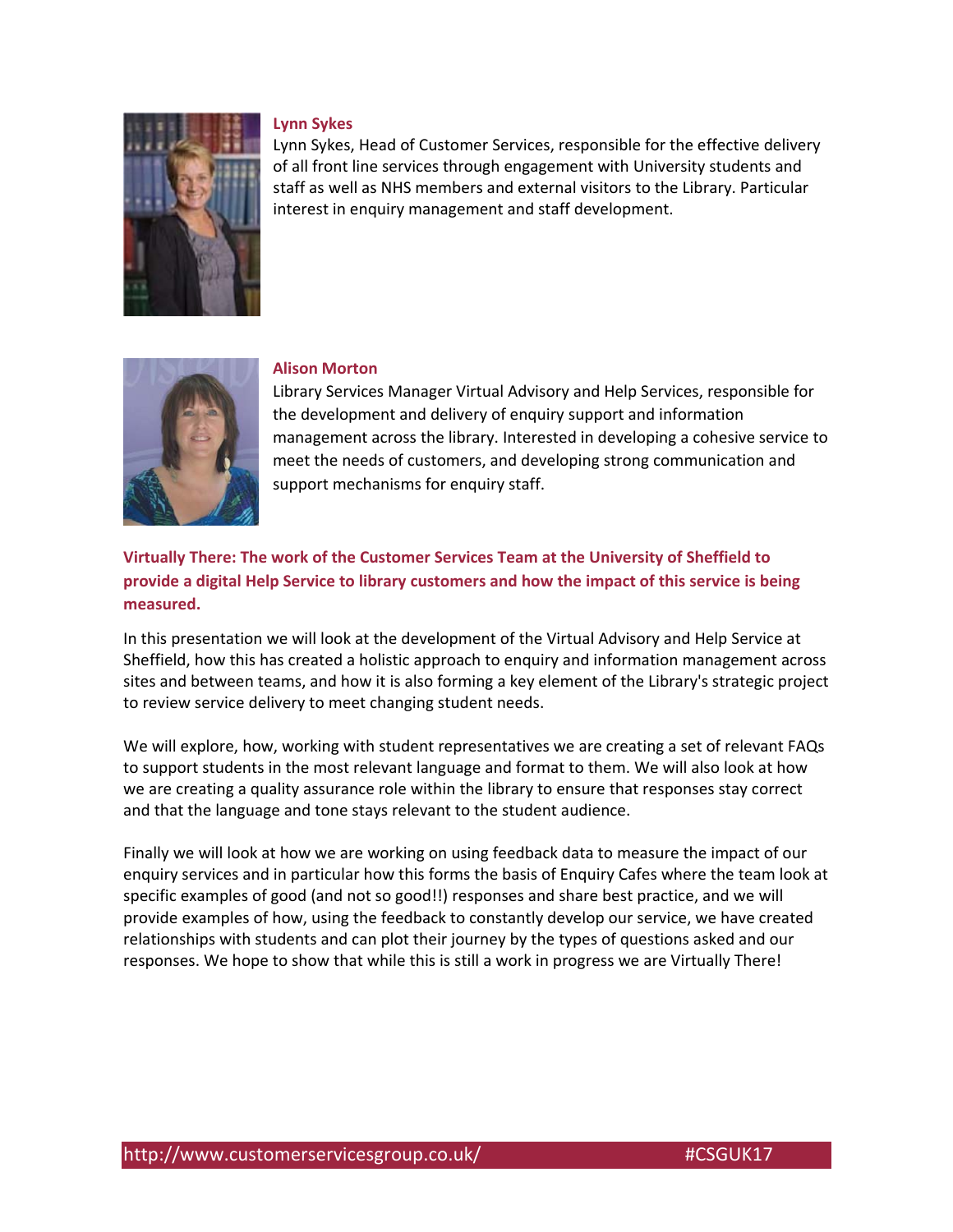**Lynn Sykes**

Lynn Sykes, Head of Customer Services, responsible for the effective delivery of all front line services through engagement with University students and staff as well as NHS members and external visitors to the Library. Particular interest in enquiry management and staff development.

**Alison Morton**

Library Services Manager Virtual Advisory and Help Services, responsible for the development and delivery of enquiry support and information management across the library. Interested in developing a cohesive service to meet the needs of customers, and developing strong communication and support mechanisms for enquiry staff.

## Virtually There: The work of the Customer Services Team at the University of Sheffield to provide a digital Help Service to library customers and how the impact of this service is being measured.

In this presentation we will look at the development of the Virtual Advisory and Help Service at Sheffield, how this has created a holistic approach to enquiry and information management across sites and between teams, and how it is also forming a key element of the Library's strategic project to review service delivery to meet changing student needs.

We will explore, how, working with student representatives we are creating a set of relevant FAQs to support students in the most relevant language and format to them. We will also look at how we are creating a quality assurance role within the library to ensure that responses stay correct and that the language and tone stays relevant to the student audience.

Finally we will look at how we are working on using feedback data to measure the impact of our enquiry services and in particular how this forms the basis of Enquiry Cafes where the team look at specific examples of good (and not so good!!) responses and share best practice, and we will provide examples of how, using the feedback to constantly develop our service, we have created relationships with students and can plot their journey by the types of questions asked and our responses. We hope to show that while this is still a work in progress we are Virtually There!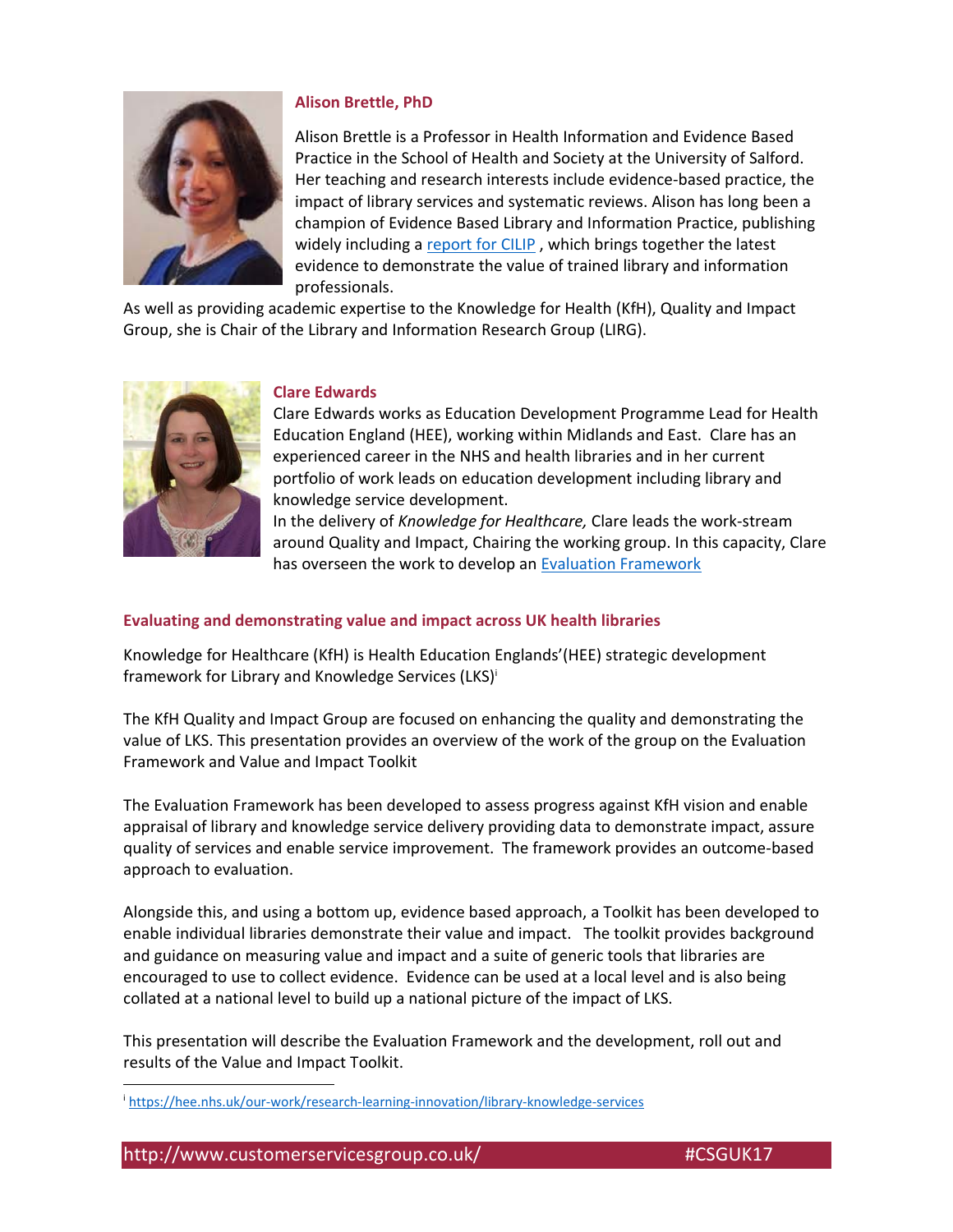### Alison Brettle, PhD

Alison Brettle is a Professor in Health Information and Evidence Based Practice in the School of Health and Society at the University of Salford. Her teaching and research interests include evidence-based practice, the impact of library services and systematic reviews. Alison has long been a champion of Evidence Based Library and Information Practice, publishing widely including a report for CILIP , which brings together the latest evidence to demonstrate the value of trained library and information professionals.

As well as providing academic expertise to the Knowledge for Health (KfH), Quality and Impact Group, she is Chair of the Library and Information Research Group (LIRG).

### Clare Edwards

Clare Edwards works as Education Development Programme Lead for Health Education England (HEE), working within Midlands and East. Clare has an experienced career in the NHS and health libraries and in her current portfolio of work leads on education development including library and knowledge service development.

In the delivery of *Knowledge for Healthcare,* Clare leads the work-stream around Quality and Impact, Chairing the working group. In this capacity, Clare has overseen the work to develop an Evaluation Framework

### Evaluating and demonstrating value and impact across UK health libraries

Knowledge for Healthcare (KfH) is Health Education Englands'(HEE) strategic development framework for Library and Knowledge Services (LKS)[i]

The KfH Quality and Impact Group are focused on enhancing the quality and demonstrating the value of LKS. This presentation provides an overview of the work of the group on the Evaluation Framework and Value and Impact Toolkit

The Evaluation Framework has been developed to assess progress against KfH vision and enable appraisal of library and knowledge service delivery providing data to demonstrate impact, assure quality of services and enable service improvement. The framework provides an outcome-based approach to evaluation.

Alongside this, and using a bottom up, evidence based approach, a Toolkit has been developed to enable individual libraries demonstrate their value and impact. The toolkit provides background and guidance on measuring value and impact and a suite of generic tools that libraries are encouraged to use to collect evidence. Evidence can be used at a local level and is also being collated at a national level to build up a national picture of the impact of LKS.

This presentation will describe the Evaluation Framework and the development, roll out and results of the Value and Impact Toolkit.

[i] https://hee.nhs.uk/our-work/research-learning-innovation/library-knowledge-services